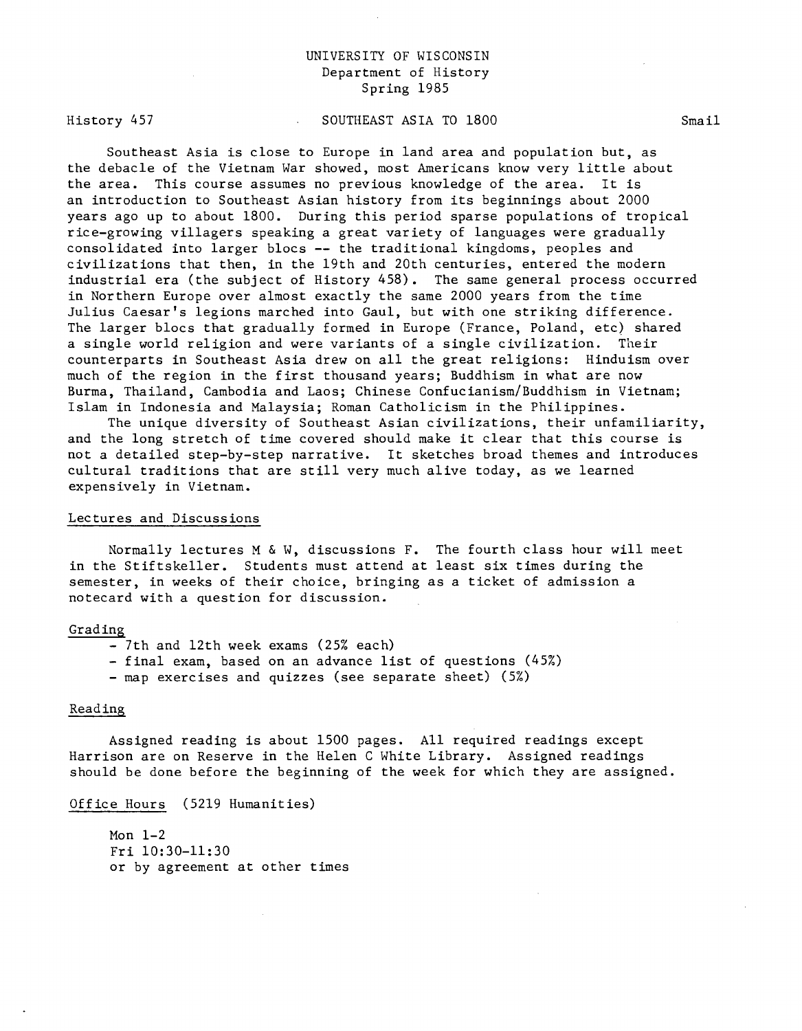UNIVERSITY OF WISCONSIN
Department of History
Spring 1985

History 457 SOUTHEAST ASIA TO 1800 Smail

Southeast Asia is close to Europe in land area and population but, as the debacle of the Vietnam War showed, most Americans know very little about the area. This course assumes no previous knowledge of the area. It is an introduction to Southeast Asian history from its beginnings about 2000 years ago up to about 1800. During this period sparse populations of tropical rice-growing villagers speaking a great variety of languages were gradually consolidated into larger blocs -- the traditional kingdoms, peoples and civilizations that then, in the 19th and 20th centuries, entered the modern industrial era (the subject of History 458). The same general process occurred in Northern Europe over almost exactly the same 2000 years from the time Julius Caesar's legions marched into Gaul, but with one striking difference. The larger blocs that gradually formed in Europe (France, Poland, etc) shared a single world religion and were variants of a single civilization. Their counterparts in Southeast Asia drew on all the great religions: Hinduism over much of the region in the first thousand years; Buddhism in what are now Burma, Thailand, Cambodia and Laos; Chinese Confucianism/Buddhism in Vietnam; Islam in Indonesia and Malaysia; Roman Catholicism in the Philippines.

The unique diversity of Southeast Asian civilizations, their unfamiliarity, and the long stretch of time covered should make it clear that this course is not a detailed step-by-step narrative. It sketches broad themes and introduces cultural traditions that are still very much alive today, as we learned expensively in Vietnam.

## Lectures and Discussions

Normally lectures M & W, discussions F. The fourth class hour will meet in the Stiftskeller. Students must attend at least six times during the semester, in weeks of their choice, bringing as a ticket of admission a notecard with a question for discussion.

## Grading

- 7th and 12th week exams (25% each)
- final exam, based on an advance list of questions (45%)
- map exercises and quizzes (see separate sheet) (5%)

## Reading

Assigned reading is about 1500 pages. All required readings except Harrison are on Reserve in the Helen C White Library. Assigned readings should be done before the beginning of the week for which they are assigned.

## Office Hours (5219 Humanities)

Mon 1-2
Fri 10:30-11:30
or by agreement at other times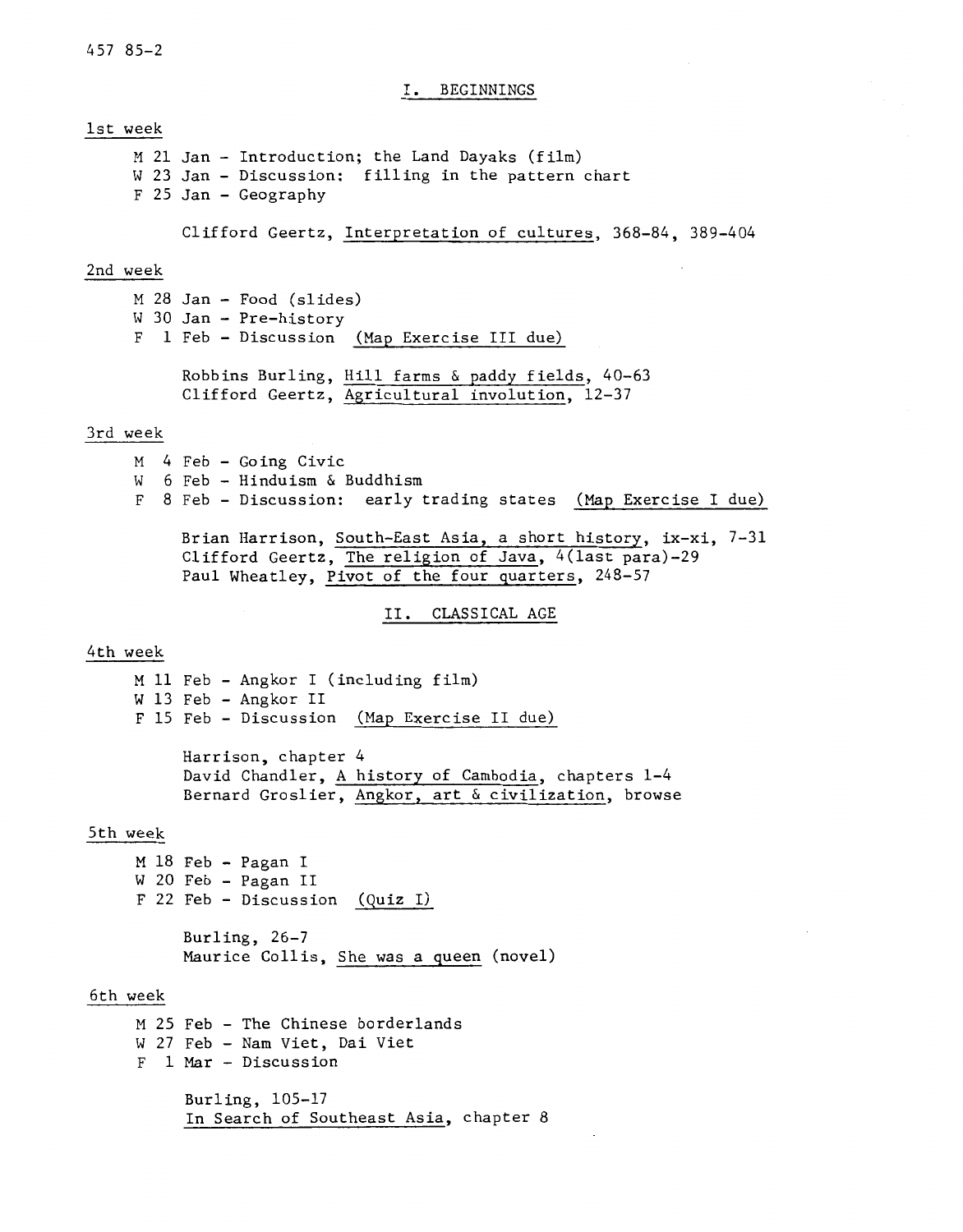457 85-2

## I. BEGINNINGS

### 1st week

- M 21 Jan - Introduction; the Land Dayaks (film)
- W 23 Jan - Discussion: filling in the pattern chart
- F 25 Jan - Geography

Clifford Geertz, _Interpretation of cultures_, 368-84, 389-404

### 2nd week

- M 28 Jan - Food (slides)
- W 30 Jan - Pre-history
- F 1 Feb - Discussion (Map Exercise III due)

Robbins Burling, _Hill farms & paddy fields_, 40-63
Clifford Geertz, _Agricultural involution_, 12-37

### 3rd week

- M 4 Feb - Going Civic
- W 6 Feb - Hinduism & Buddhism
- F 8 Feb - Discussion: early trading states (Map Exercise I due)

Brian Harrison, _South-East Asia, a short history_, ix-xi, 7-31
Clifford Geertz, _The religion of Java_, 4(last para)-29
Paul Wheatley, _Pivot of the four quarters_, 248-57

## II. CLASSICAL AGE

### 4th week

- M 11 Feb - Angkor I (including film)
- W 13 Feb - Angkor II
- F 15 Feb - Discussion (Map Exercise II due)

Harrison, chapter 4
David Chandler, _A history of Cambodia_, chapters 1-4
Bernard Groslier, _Angkor, art & civilization_, browse

### 5th week

- M 18 Feb - Pagan I
- W 20 Feb - Pagan II
- F 22 Feb - Discussion (Quiz I)

Burling, 26-7
Maurice Collis, _She was a queen_ (novel)

### 6th week

- M 25 Feb - The Chinese borderlands
- W 27 Feb - Nam Viet, Dai Viet
- F 1 Mar - Discussion

Burling, 105-17
_In Search of Southeast Asia_, chapter 8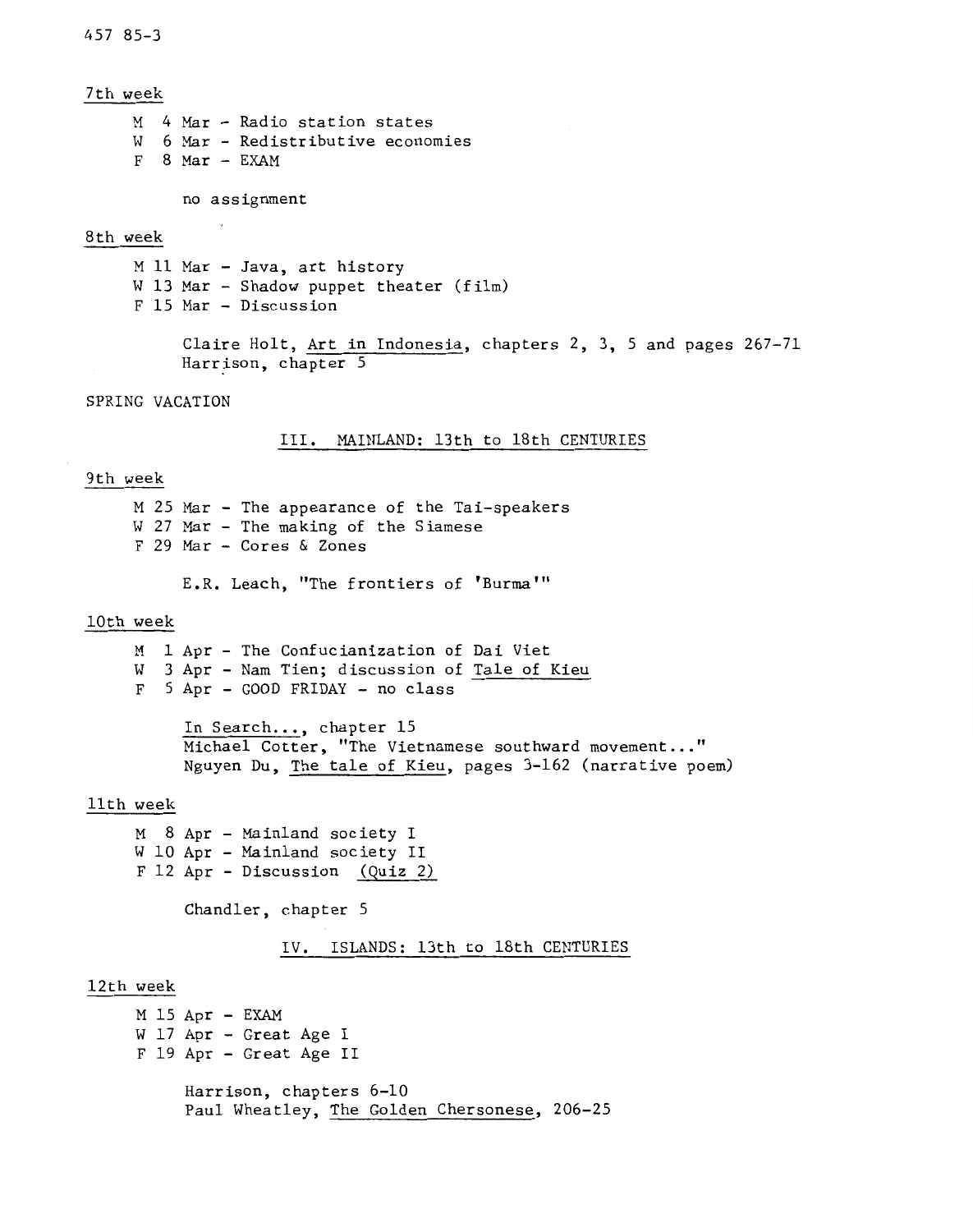## 7th week

- M 4 Mar - Radio station states
- W 6 Mar - Redistributive economies
- F 8 Mar - EXAM

no assignment

## 8th week

- M 11 Mar - Java, art history
- W 13 Mar - Shadow puppet theater (film)
- F 15 Mar - Discussion

Claire Holt, Art in Indonesia, chapters 2, 3, 5 and pages 267-71
Harrison, chapter 5

SPRING VACATION

# III. MAINLAND: 13th to 18th CENTURIES

## 9th week

- M 25 Mar - The appearance of the Tai-speakers
- W 27 Mar - The making of the Siamese
- F 29 Mar - Cores & Zones

E.R. Leach, "The frontiers of 'Burma'"

## 10th week

- M 1 Apr - The Confucianization of Dai Viet
- W 3 Apr - Nam Tien; discussion of Tale of Kieu
- F 5 Apr - GOOD FRIDAY - no class

In Search..., chapter 15
Michael Cotter, "The Vietnamese southward movement..."
Nguyen Du, The tale of Kieu, pages 3-162 (narrative poem)

## 11th week

- M 8 Apr - Mainland society I
- W 10 Apr - Mainland society II
- F 12 Apr - Discussion (Quiz 2)

Chandler, chapter 5

# IV. ISLANDS: 13th to 18th CENTURIES

## 12th week

- M 15 Apr - EXAM
- W 17 Apr - Great Age I
- F 19 Apr - Great Age II

Harrison, chapters 6-10
Paul Wheatley, The Golden Chersonese, 206-25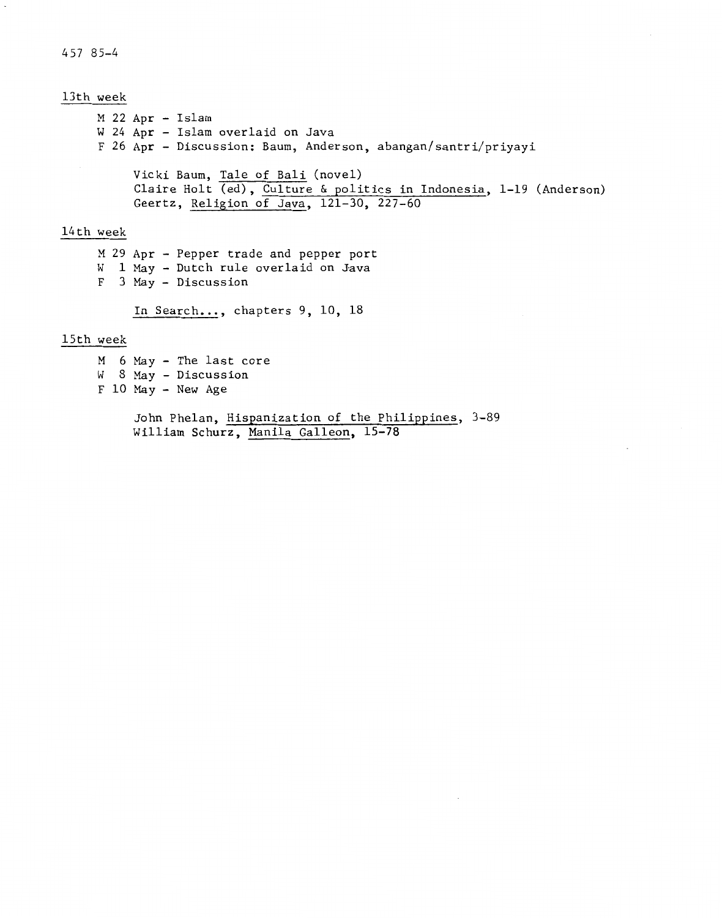457 85-4

13th week

M 22 Apr - Islam
W 24 Apr - Islam overlaid on Java
F 26 Apr - Discussion: Baum, Anderson, abangan/santri/priyayi

Vicki Baum, Tale of Bali (novel)
Claire Holt (ed), Culture & politics in Indonesia, 1-19 (Anderson)
Geertz, Religion of Java, 121-30, 227-60

14th week

M 29 Apr - Pepper trade and pepper port
W 1 May - Dutch rule overlaid on Java
F 3 May - Discussion

In Search..., chapters 9, 10, 18

15th week

M 6 May - The last core
W 8 May - Discussion
F 10 May - New Age

John Phelan, Hispanization of the Philippines, 3-89
William Schurz, Manila Galleon, 15-78